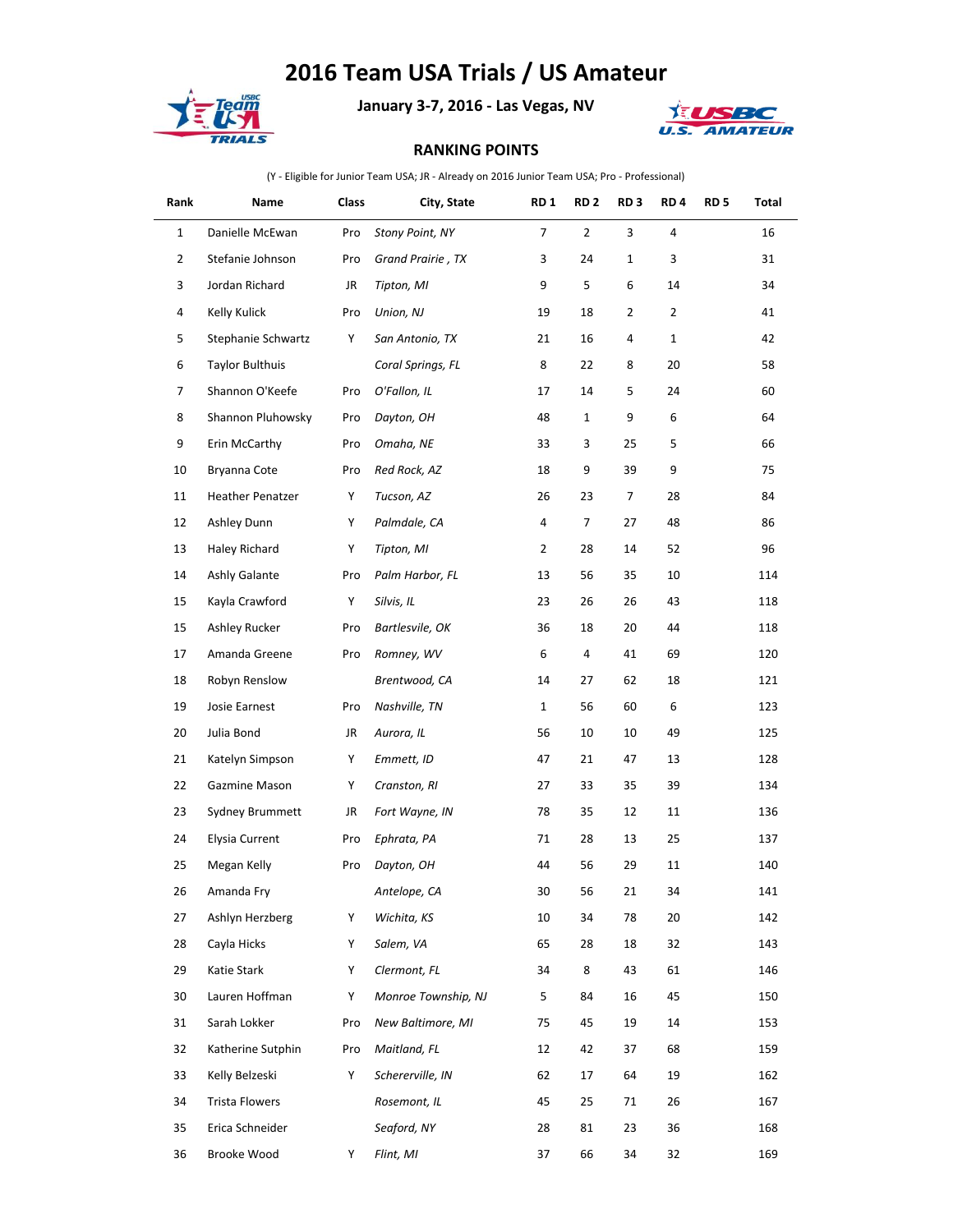# 2016 Team USA Trials / US Amateur

**January 3-7, 2016 - Las Vegas, NV**

**RANKING POINTS**

(Y - Eligible for Junior Team USA; JR - Already on 2016 Junior Team USA; Pro - Professional)

| Rank | Name | Class | City, State | RD 1 | RD 2 | RD 3 | RD 4 | RD 5 | Total |
|---|---|---|---|---|---|---|---|---|---|
| 1 | Danielle McEwan | Pro | *Stony Point, NY* | 7 | 2 | 3 | 4 | | 16 |
| 2 | Stefanie Johnson | Pro | *Grand Prairie , TX* | 3 | 24 | 1 | 3 | | 31 |
| 3 | Jordan Richard | JR | *Tipton, MI* | 9 | 5 | 6 | 14 | | 34 |
| 4 | Kelly Kulick | Pro | *Union, NJ* | 19 | 18 | 2 | 2 | | 41 |
| 5 | Stephanie Schwartz | Y | *San Antonio, TX* | 21 | 16 | 4 | 1 | | 42 |
| 6 | Taylor Bulthuis | | *Coral Springs, FL* | 8 | 22 | 8 | 20 | | 58 |
| 7 | Shannon O'Keefe | Pro | *O'Fallon, IL* | 17 | 14 | 5 | 24 | | 60 |
| 8 | Shannon Pluhowsky | Pro | *Dayton, OH* | 48 | 1 | 9 | 6 | | 64 |
| 9 | Erin McCarthy | Pro | *Omaha, NE* | 33 | 3 | 25 | 5 | | 66 |
| 10 | Bryanna Cote | Pro | *Red Rock, AZ* | 18 | 9 | 39 | 9 | | 75 |
| 11 | Heather Penatzer | Y | *Tucson, AZ* | 26 | 23 | 7 | 28 | | 84 |
| 12 | Ashley Dunn | Y | *Palmdale, CA* | 4 | 7 | 27 | 48 | | 86 |
| 13 | Haley Richard | Y | *Tipton, MI* | 2 | 28 | 14 | 52 | | 96 |
| 14 | Ashly Galante | Pro | *Palm Harbor, FL* | 13 | 56 | 35 | 10 | | 114 |
| 15 | Kayla Crawford | Y | *Silvis, IL* | 23 | 26 | 26 | 43 | | 118 |
| 15 | Ashley Rucker | Pro | *Bartlesvile, OK* | 36 | 18 | 20 | 44 | | 118 |
| 17 | Amanda Greene | Pro | *Romney, WV* | 6 | 4 | 41 | 69 | | 120 |
| 18 | Robyn Renslow | | *Brentwood, CA* | 14 | 27 | 62 | 18 | | 121 |
| 19 | Josie Earnest | Pro | *Nashville, TN* | 1 | 56 | 60 | 6 | | 123 |
| 20 | Julia Bond | JR | *Aurora, IL* | 56 | 10 | 10 | 49 | | 125 |
| 21 | Katelyn Simpson | Y | *Emmett, ID* | 47 | 21 | 47 | 13 | | 128 |
| 22 | Gazmine Mason | Y | *Cranston, RI* | 27 | 33 | 35 | 39 | | 134 |
| 23 | Sydney Brummett | JR | *Fort Wayne, IN* | 78 | 35 | 12 | 11 | | 136 |
| 24 | Elysia Current | Pro | *Ephrata, PA* | 71 | 28 | 13 | 25 | | 137 |
| 25 | Megan Kelly | Pro | *Dayton, OH* | 44 | 56 | 29 | 11 | | 140 |
| 26 | Amanda Fry | | *Antelope, CA* | 30 | 56 | 21 | 34 | | 141 |
| 27 | Ashlyn Herzberg | Y | *Wichita, KS* | 10 | 34 | 78 | 20 | | 142 |
| 28 | Cayla Hicks | Y | *Salem, VA* | 65 | 28 | 18 | 32 | | 143 |
| 29 | Katie Stark | Y | *Clermont, FL* | 34 | 8 | 43 | 61 | | 146 |
| 30 | Lauren Hoffman | Y | *Monroe Township, NJ* | 5 | 84 | 16 | 45 | | 150 |
| 31 | Sarah Lokker | Pro | *New Baltimore, MI* | 75 | 45 | 19 | 14 | | 153 |
| 32 | Katherine Sutphin | Pro | *Maitland, FL* | 12 | 42 | 37 | 68 | | 159 |
| 33 | Kelly Belzeski | Y | *Schererville, IN* | 62 | 17 | 64 | 19 | | 162 |
| 34 | Trista Flowers | | *Rosemont, IL* | 45 | 25 | 71 | 26 | | 167 |
| 35 | Erica Schneider | | *Seaford, NY* | 28 | 81 | 23 | 36 | | 168 |
| 36 | Brooke Wood | Y | *Flint, MI* | 37 | 66 | 34 | 32 | | 169 |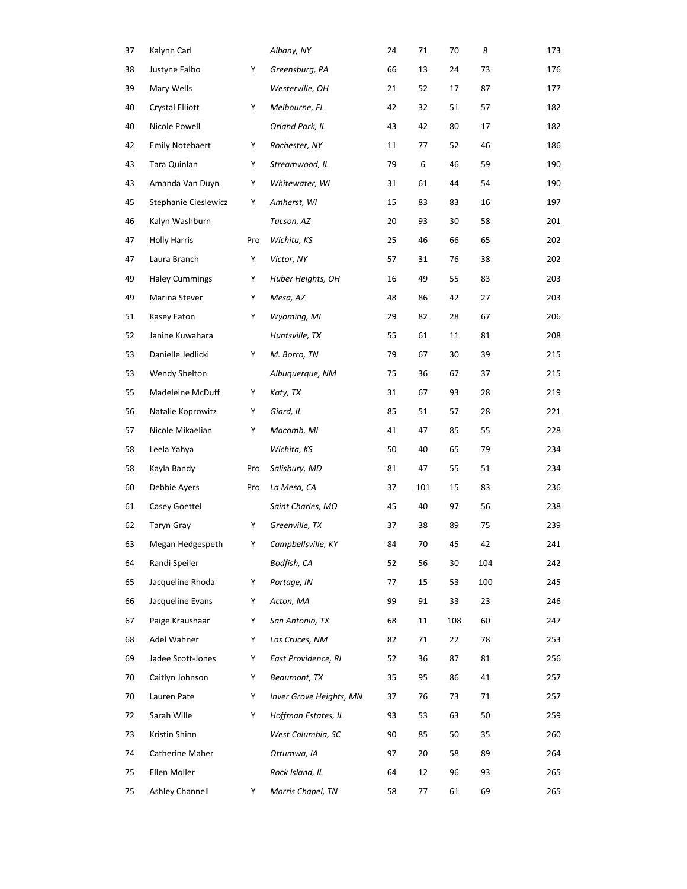| | | | | | | | | |
|---|---|---|---|---|---|---|---|---|
| 37 | Kalynn Carl | | *Albany, NY* | 24 | 71 | 70 | 8 | 173 |
| 38 | Justyne Falbo | Y | *Greensburg, PA* | 66 | 13 | 24 | 73 | 176 |
| 39 | Mary Wells | | *Westerville, OH* | 21 | 52 | 17 | 87 | 177 |
| 40 | Crystal Elliott | Y | *Melbourne, FL* | 42 | 32 | 51 | 57 | 182 |
| 40 | Nicole Powell | | *Orland Park, IL* | 43 | 42 | 80 | 17 | 182 |
| 42 | Emily Notebaert | Y | *Rochester, NY* | 11 | 77 | 52 | 46 | 186 |
| 43 | Tara Quinlan | Y | *Streamwood, IL* | 79 | 6 | 46 | 59 | 190 |
| 43 | Amanda Van Duyn | Y | *Whitewater, WI* | 31 | 61 | 44 | 54 | 190 |
| 45 | Stephanie Cieslewicz | Y | *Amherst, WI* | 15 | 83 | 83 | 16 | 197 |
| 46 | Kalyn Washburn | | *Tucson, AZ* | 20 | 93 | 30 | 58 | 201 |
| 47 | Holly Harris | Pro | *Wichita, KS* | 25 | 46 | 66 | 65 | 202 |
| 47 | Laura Branch | Y | *Victor, NY* | 57 | 31 | 76 | 38 | 202 |
| 49 | Haley Cummings | Y | *Huber Heights, OH* | 16 | 49 | 55 | 83 | 203 |
| 49 | Marina Stever | Y | *Mesa, AZ* | 48 | 86 | 42 | 27 | 203 |
| 51 | Kasey Eaton | Y | *Wyoming, MI* | 29 | 82 | 28 | 67 | 206 |
| 52 | Janine Kuwahara | | *Huntsville, TX* | 55 | 61 | 11 | 81 | 208 |
| 53 | Danielle Jedlicki | Y | *M. Borro, TN* | 79 | 67 | 30 | 39 | 215 |
| 53 | Wendy Shelton | | *Albuquerque, NM* | 75 | 36 | 67 | 37 | 215 |
| 55 | Madeleine McDuff | Y | *Katy, TX* | 31 | 67 | 93 | 28 | 219 |
| 56 | Natalie Koprowitz | Y | *Giard, IL* | 85 | 51 | 57 | 28 | 221 |
| 57 | Nicole Mikaelian | Y | *Macomb, MI* | 41 | 47 | 85 | 55 | 228 |
| 58 | Leela Yahya | | *Wichita, KS* | 50 | 40 | 65 | 79 | 234 |
| 58 | Kayla Bandy | Pro | *Salisbury, MD* | 81 | 47 | 55 | 51 | 234 |
| 60 | Debbie Ayers | Pro | *La Mesa, CA* | 37 | 101 | 15 | 83 | 236 |
| 61 | Casey Goettel | | *Saint Charles, MO* | 45 | 40 | 97 | 56 | 238 |
| 62 | Taryn Gray | Y | *Greenville, TX* | 37 | 38 | 89 | 75 | 239 |
| 63 | Megan Hedgespeth | Y | *Campbellsville, KY* | 84 | 70 | 45 | 42 | 241 |
| 64 | Randi Speiler | | *Bodfish, CA* | 52 | 56 | 30 | 104 | 242 |
| 65 | Jacqueline Rhoda | Y | *Portage, IN* | 77 | 15 | 53 | 100 | 245 |
| 66 | Jacqueline Evans | Y | *Acton, MA* | 99 | 91 | 33 | 23 | 246 |
| 67 | Paige Kraushaar | Y | *San Antonio, TX* | 68 | 11 | 108 | 60 | 247 |
| 68 | Adel Wahner | Y | *Las Cruces, NM* | 82 | 71 | 22 | 78 | 253 |
| 69 | Jadee Scott-Jones | Y | *East Providence, RI* | 52 | 36 | 87 | 81 | 256 |
| 70 | Caitlyn Johnson | Y | *Beaumont, TX* | 35 | 95 | 86 | 41 | 257 |
| 70 | Lauren Pate | Y | *Inver Grove Heights, MN* | 37 | 76 | 73 | 71 | 257 |
| 72 | Sarah Wille | Y | *Hoffman Estates, IL* | 93 | 53 | 63 | 50 | 259 |
| 73 | Kristin Shinn | | *West Columbia, SC* | 90 | 85 | 50 | 35 | 260 |
| 74 | Catherine Maher | | *Ottumwa, IA* | 97 | 20 | 58 | 89 | 264 |
| 75 | Ellen Moller | | *Rock Island, IL* | 64 | 12 | 96 | 93 | 265 |
| 75 | Ashley Channell | Y | *Morris Chapel, TN* | 58 | 77 | 61 | 69 | 265 |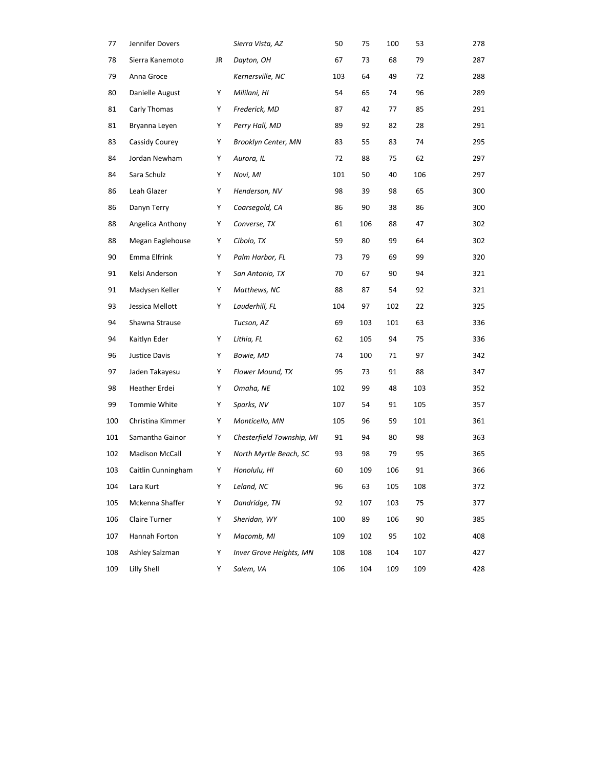| | | | | | | | | |
|---|---|---|---|---|---|---|---|---|
| 77 | Jennifer Dovers | | *Sierra Vista, AZ* | 50 | 75 | 100 | 53 | 278 |
| 78 | Sierra Kanemoto | JR | *Dayton, OH* | 67 | 73 | 68 | 79 | 287 |
| 79 | Anna Groce | | *Kernersville, NC* | 103 | 64 | 49 | 72 | 288 |
| 80 | Danielle August | Y | *Mililani, HI* | 54 | 65 | 74 | 96 | 289 |
| 81 | Carly Thomas | Y | *Frederick, MD* | 87 | 42 | 77 | 85 | 291 |
| 81 | Bryanna Leyen | Y | *Perry Hall, MD* | 89 | 92 | 82 | 28 | 291 |
| 83 | Cassidy Courey | Y | *Brooklyn Center, MN* | 83 | 55 | 83 | 74 | 295 |
| 84 | Jordan Newham | Y | *Aurora, IL* | 72 | 88 | 75 | 62 | 297 |
| 84 | Sara Schulz | Y | *Novi, MI* | 101 | 50 | 40 | 106 | 297 |
| 86 | Leah Glazer | Y | *Henderson, NV* | 98 | 39 | 98 | 65 | 300 |
| 86 | Danyn Terry | Y | *Coarsegold, CA* | 86 | 90 | 38 | 86 | 300 |
| 88 | Angelica Anthony | Y | *Converse, TX* | 61 | 106 | 88 | 47 | 302 |
| 88 | Megan Eaglehouse | Y | *Cibolo, TX* | 59 | 80 | 99 | 64 | 302 |
| 90 | Emma Elfrink | Y | *Palm Harbor, FL* | 73 | 79 | 69 | 99 | 320 |
| 91 | Kelsi Anderson | Y | *San Antonio, TX* | 70 | 67 | 90 | 94 | 321 |
| 91 | Madysen Keller | Y | *Matthews, NC* | 88 | 87 | 54 | 92 | 321 |
| 93 | Jessica Mellott | Y | *Lauderhill, FL* | 104 | 97 | 102 | 22 | 325 |
| 94 | Shawna Strause | | *Tucson, AZ* | 69 | 103 | 101 | 63 | 336 |
| 94 | Kaitlyn Eder | Y | *Lithia, FL* | 62 | 105 | 94 | 75 | 336 |
| 96 | Justice Davis | Y | *Bowie, MD* | 74 | 100 | 71 | 97 | 342 |
| 97 | Jaden Takayesu | Y | *Flower Mound, TX* | 95 | 73 | 91 | 88 | 347 |
| 98 | Heather Erdei | Y | *Omaha, NE* | 102 | 99 | 48 | 103 | 352 |
| 99 | Tommie White | Y | *Sparks, NV* | 107 | 54 | 91 | 105 | 357 |
| 100 | Christina Kimmer | Y | *Monticello, MN* | 105 | 96 | 59 | 101 | 361 |
| 101 | Samantha Gainor | Y | *Chesterfield Township, MI* | 91 | 94 | 80 | 98 | 363 |
| 102 | Madison McCall | Y | *North Myrtle Beach, SC* | 93 | 98 | 79 | 95 | 365 |
| 103 | Caitlin Cunningham | Y | *Honolulu, HI* | 60 | 109 | 106 | 91 | 366 |
| 104 | Lara Kurt | Y | *Leland, NC* | 96 | 63 | 105 | 108 | 372 |
| 105 | Mckenna Shaffer | Y | *Dandridge, TN* | 92 | 107 | 103 | 75 | 377 |
| 106 | Claire Turner | Y | *Sheridan, WY* | 100 | 89 | 106 | 90 | 385 |
| 107 | Hannah Forton | Y | *Macomb, MI* | 109 | 102 | 95 | 102 | 408 |
| 108 | Ashley Salzman | Y | *Inver Grove Heights, MN* | 108 | 108 | 104 | 107 | 427 |
| 109 | Lilly Shell | Y | *Salem, VA* | 106 | 104 | 109 | 109 | 428 |